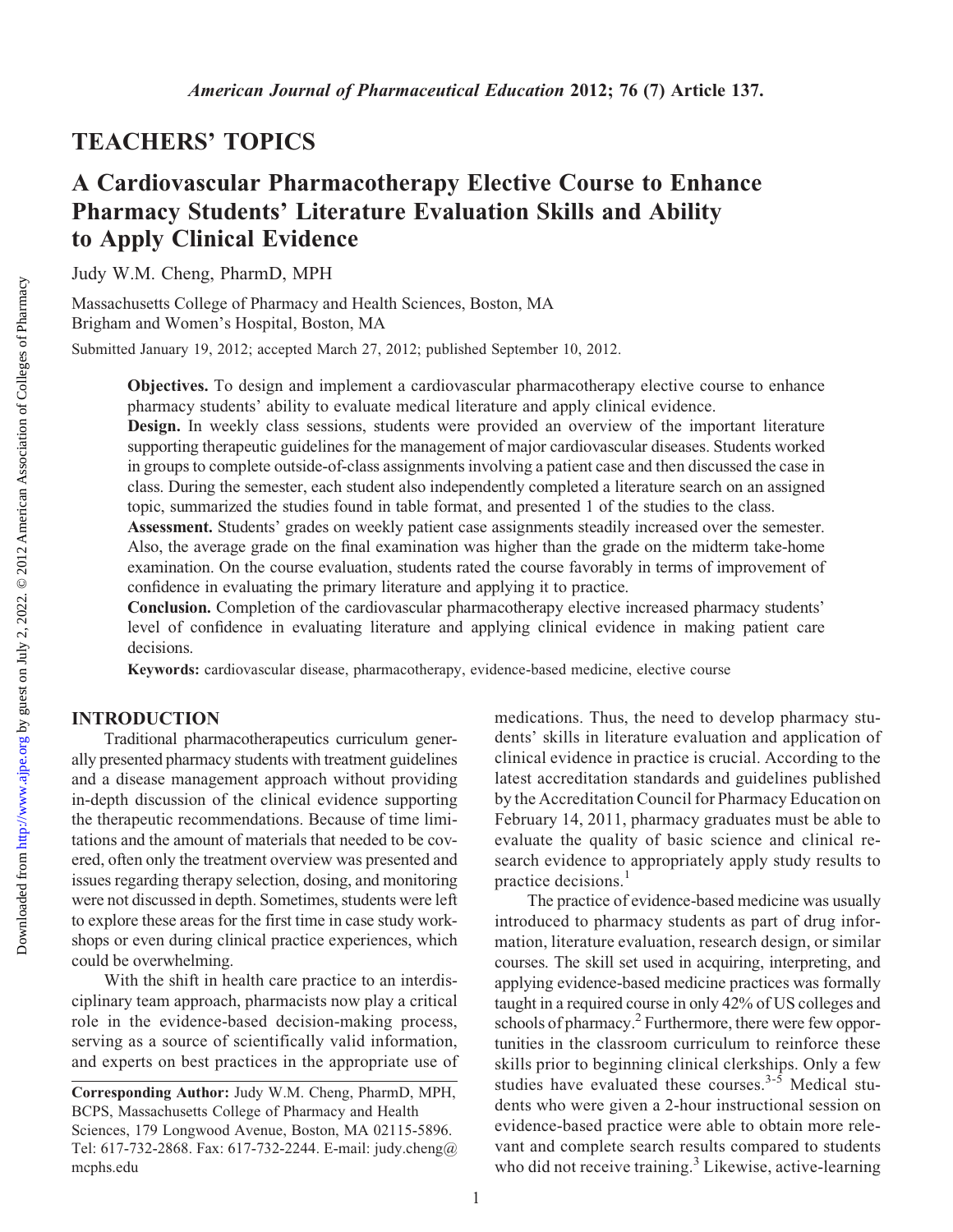## TEACHERS' TOPICS

# A Cardiovascular Pharmacotherapy Elective Course to Enhance Pharmacy Students' Literature Evaluation Skills and Ability to Apply Clinical Evidence

Judy W.M. Cheng, PharmD, MPH

Massachusetts College of Pharmacy and Health Sciences, Boston, MA
Brigham and Women's Hospital, Boston, MA

Submitted January 19, 2012; accepted March 27, 2012; published September 10, 2012.

**Objectives.** To design and implement a cardiovascular pharmacotherapy elective course to enhance pharmacy students' ability to evaluate medical literature and apply clinical evidence.

**Design.** In weekly class sessions, students were provided an overview of the important literature supporting therapeutic guidelines for the management of major cardiovascular diseases. Students worked in groups to complete outside-of-class assignments involving a patient case and then discussed the case in class. During the semester, each student also independently completed a literature search on an assigned topic, summarized the studies found in table format, and presented 1 of the studies to the class.

**Assessment.** Students' grades on weekly patient case assignments steadily increased over the semester. Also, the average grade on the final examination was higher than the grade on the midterm take-home examination. On the course evaluation, students rated the course favorably in terms of improvement of confidence in evaluating the primary literature and applying it to practice.

**Conclusion.** Completion of the cardiovascular pharmacotherapy elective increased pharmacy students' level of confidence in evaluating literature and applying clinical evidence in making patient care decisions.

**Keywords:** cardiovascular disease, pharmacotherapy, evidence-based medicine, elective course

## INTRODUCTION

Traditional pharmacotherapeutics curriculum generally presented pharmacy students with treatment guidelines and a disease management approach without providing in-depth discussion of the clinical evidence supporting the therapeutic recommendations. Because of time limitations and the amount of materials that needed to be covered, often only the treatment overview was presented and issues regarding therapy selection, dosing, and monitoring were not discussed in depth. Sometimes, students were left to explore these areas for the first time in case study workshops or even during clinical practice experiences, which could be overwhelming.

With the shift in health care practice to an interdisciplinary team approach, pharmacists now play a critical role in the evidence-based decision-making process, serving as a source of scientifically valid information, and experts on best practices in the appropriate use of medications. Thus, the need to develop pharmacy students' skills in literature evaluation and application of clinical evidence in practice is crucial. According to the latest accreditation standards and guidelines published by the Accreditation Council for Pharmacy Education on February 14, 2011, pharmacy graduates must be able to evaluate the quality of basic science and clinical research evidence to appropriately apply study results to practice decisions.[1]

The practice of evidence-based medicine was usually introduced to pharmacy students as part of drug information, literature evaluation, research design, or similar courses. The skill set used in acquiring, interpreting, and applying evidence-based medicine practices was formally taught in a required course in only 42% of US colleges and schools of pharmacy.[2] Furthermore, there were few opportunities in the classroom curriculum to reinforce these skills prior to beginning clinical clerkships. Only a few studies have evaluated these courses.[3-5] Medical students who were given a 2-hour instructional session on evidence-based practice were able to obtain more relevant and complete search results compared to students who did not receive training.[3] Likewise, active-learning

---

**Corresponding Author:** Judy W.M. Cheng, PharmD, MPH, BCPS, Massachusetts College of Pharmacy and Health Sciences, 179 Longwood Avenue, Boston, MA 02115-5896. Tel: 617-732-2868. Fax: 617-732-2244. E-mail: judy.cheng@mcphs.edu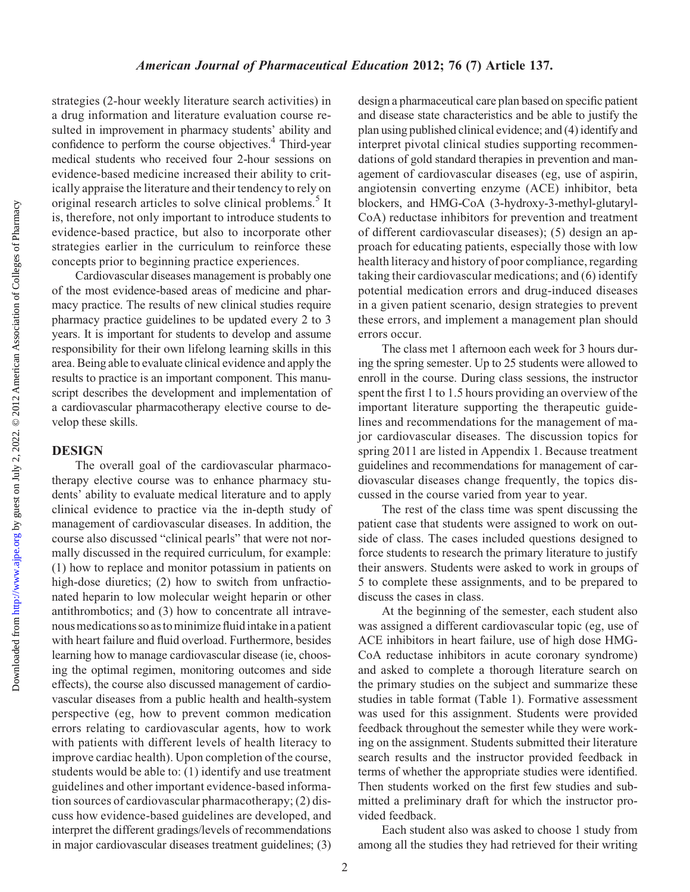strategies (2-hour weekly literature search activities) in a drug information and literature evaluation course resulted in improvement in pharmacy students' ability and confidence to perform the course objectives.[4] Third-year medical students who received four 2-hour sessions on evidence-based medicine increased their ability to critically appraise the literature and their tendency to rely on original research articles to solve clinical problems.[5] It is, therefore, not only important to introduce students to evidence-based practice, but also to incorporate other strategies earlier in the curriculum to reinforce these concepts prior to beginning practice experiences.

Cardiovascular diseases management is probably one of the most evidence-based areas of medicine and pharmacy practice. The results of new clinical studies require pharmacy practice guidelines to be updated every 2 to 3 years. It is important for students to develop and assume responsibility for their own lifelong learning skills in this area. Being able to evaluate clinical evidence and apply the results to practice is an important component. This manuscript describes the development and implementation of a cardiovascular pharmacotherapy elective course to develop these skills.

## DESIGN

The overall goal of the cardiovascular pharmacotherapy elective course was to enhance pharmacy students' ability to evaluate medical literature and to apply clinical evidence to practice via the in-depth study of management of cardiovascular diseases. In addition, the course also discussed "clinical pearls" that were not normally discussed in the required curriculum, for example: (1) how to replace and monitor potassium in patients on high-dose diuretics; (2) how to switch from unfractionated heparin to low molecular weight heparin or other antithrombotics; and (3) how to concentrate all intravenous medications so as to minimize fluid intake in a patient with heart failure and fluid overload. Furthermore, besides learning how to manage cardiovascular disease (ie, choosing the optimal regimen, monitoring outcomes and side effects), the course also discussed management of cardiovascular diseases from a public health and health-system perspective (eg, how to prevent common medication errors relating to cardiovascular agents, how to work with patients with different levels of health literacy to improve cardiac health). Upon completion of the course, students would be able to: (1) identify and use treatment guidelines and other important evidence-based information sources of cardiovascular pharmacotherapy; (2) discuss how evidence-based guidelines are developed, and interpret the different gradings/levels of recommendations in major cardiovascular diseases treatment guidelines; (3) design a pharmaceutical care plan based on specific patient and disease state characteristics and be able to justify the plan using published clinical evidence; and (4) identify and interpret pivotal clinical studies supporting recommendations of gold standard therapies in prevention and management of cardiovascular diseases (eg, use of aspirin, angiotensin converting enzyme (ACE) inhibitor, beta blockers, and HMG-CoA (3-hydroxy-3-methyl-glutaryl-CoA) reductase inhibitors for prevention and treatment of different cardiovascular diseases); (5) design an approach for educating patients, especially those with low health literacy and history of poor compliance, regarding taking their cardiovascular medications; and (6) identify potential medication errors and drug-induced diseases in a given patient scenario, design strategies to prevent these errors, and implement a management plan should errors occur.

The class met 1 afternoon each week for 3 hours during the spring semester. Up to 25 students were allowed to enroll in the course. During class sessions, the instructor spent the first 1 to 1.5 hours providing an overview of the important literature supporting the therapeutic guidelines and recommendations for the management of major cardiovascular diseases. The discussion topics for spring 2011 are listed in Appendix 1. Because treatment guidelines and recommendations for management of cardiovascular diseases change frequently, the topics discussed in the course varied from year to year.

The rest of the class time was spent discussing the patient case that students were assigned to work on outside of class. The cases included questions designed to force students to research the primary literature to justify their answers. Students were asked to work in groups of 5 to complete these assignments, and to be prepared to discuss the cases in class.

At the beginning of the semester, each student also was assigned a different cardiovascular topic (eg, use of ACE inhibitors in heart failure, use of high dose HMG-CoA reductase inhibitors in acute coronary syndrome) and asked to complete a thorough literature search on the primary studies on the subject and summarize these studies in table format (Table 1). Formative assessment was used for this assignment. Students were provided feedback throughout the semester while they were working on the assignment. Students submitted their literature search results and the instructor provided feedback in terms of whether the appropriate studies were identified. Then students worked on the first few studies and submitted a preliminary draft for which the instructor provided feedback.

Each student also was asked to choose 1 study from among all the studies they had retrieved for their writing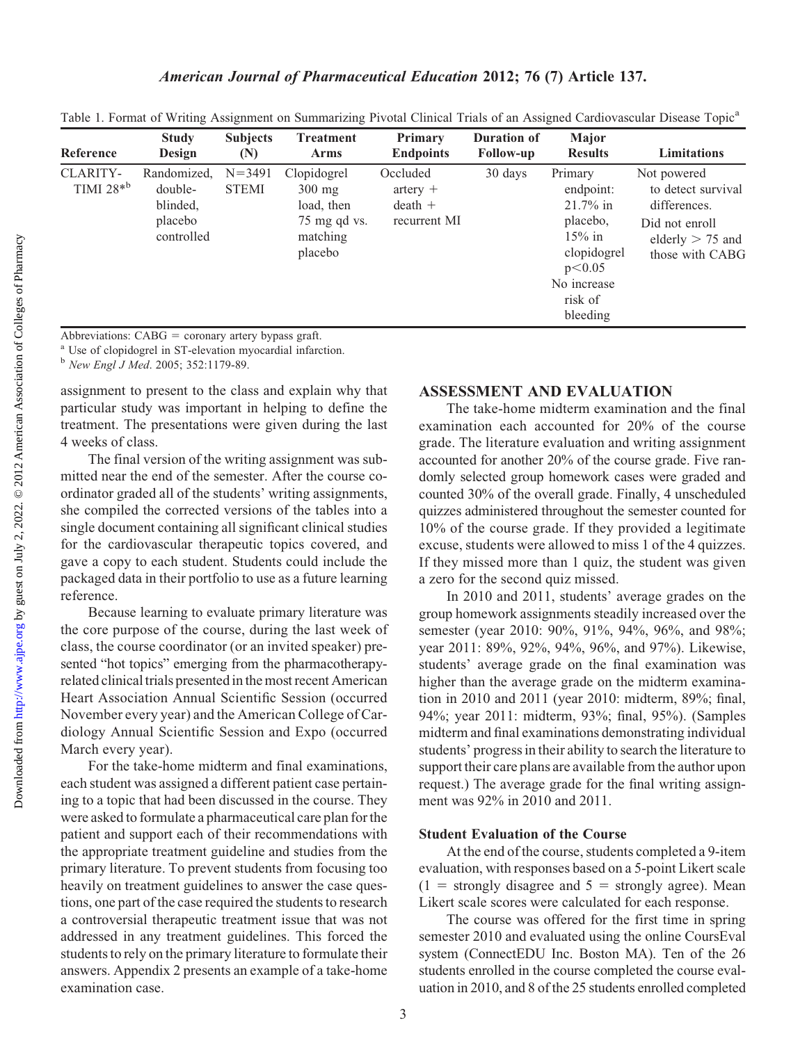Table 1. Format of Writing Assignment on Summarizing Pivotal Clinical Trials of an Assigned Cardiovascular Disease Topic[a]

| Reference | Study Design | Subjects (N) | Treatment Arms | Primary Endpoints | Duration of Follow-up | Major Results | Limitations |
|---|---|---|---|---|---|---|---|
| CLARITY-TIMI 28*[b] | Randomized, double-blinded, placebo controlled | N=3491 STEMI | Clopidogrel 300 mg load, then 75 mg qd vs. matching placebo | Occluded artery + death + recurrent MI | 30 days | Primary endpoint: 21.7% in placebo, 15% in clopidogrel $p<0.05$ No increase risk of bleeding | Not powered to detect survival differences. Did not enroll elderly > 75 and those with CABG |

Abbreviations: CABG = coronary artery bypass graft.
[a] Use of clopidogrel in ST-elevation myocardial infarction.
[b] *New Engl J Med*. 2005; 352:1179-89.

assignment to present to the class and explain why that particular study was important in helping to define the treatment. The presentations were given during the last 4 weeks of class.

The final version of the writing assignment was submitted near the end of the semester. After the course coordinator graded all of the students' writing assignments, she compiled the corrected versions of the tables into a single document containing all significant clinical studies for the cardiovascular therapeutic topics covered, and gave a copy to each student. Students could include the packaged data in their portfolio to use as a future learning reference.

Because learning to evaluate primary literature was the core purpose of the course, during the last week of class, the course coordinator (or an invited speaker) presented "hot topics" emerging from the pharmacotherapy-related clinical trials presented in the most recent American Heart Association Annual Scientific Session (occurred November every year) and the American College of Cardiology Annual Scientific Session and Expo (occurred March every year).

For the take-home midterm and final examinations, each student was assigned a different patient case pertaining to a topic that had been discussed in the course. They were asked to formulate a pharmaceutical care plan for the patient and support each of their recommendations with the appropriate treatment guideline and studies from the primary literature. To prevent students from focusing too heavily on treatment guidelines to answer the case questions, one part of the case required the students to research a controversial therapeutic treatment issue that was not addressed in any treatment guidelines. This forced the students to rely on the primary literature to formulate their answers. Appendix 2 presents an example of a take-home examination case.

## ASSESSMENT AND EVALUATION

The take-home midterm examination and the final examination each accounted for 20% of the course grade. The literature evaluation and writing assignment accounted for another 20% of the course grade. Five randomly selected group homework cases were graded and counted 30% of the overall grade. Finally, 4 unscheduled quizzes administered throughout the semester counted for 10% of the course grade. If they provided a legitimate excuse, students were allowed to miss 1 of the 4 quizzes. If they missed more than 1 quiz, the student was given a zero for the second quiz missed.

In 2010 and 2011, students' average grades on the group homework assignments steadily increased over the semester (year 2010: 90%, 91%, 94%, 96%, and 98%; year 2011: 89%, 92%, 94%, 96%, and 97%). Likewise, students' average grade on the final examination was higher than the average grade on the midterm examination in 2010 and 2011 (year 2010: midterm, 89%; final, 94%; year 2011: midterm, 93%; final, 95%). (Samples midterm and final examinations demonstrating individual students' progress in their ability to search the literature to support their care plans are available from the author upon request.) The average grade for the final writing assignment was 92% in 2010 and 2011.

### Student Evaluation of the Course

At the end of the course, students completed a 9-item evaluation, with responses based on a 5-point Likert scale (1 = strongly disagree and 5 = strongly agree). Mean Likert scale scores were calculated for each response.

The course was offered for the first time in spring semester 2010 and evaluated using the online CoursEval system (ConnectEDU Inc. Boston MA). Ten of the 26 students enrolled in the course completed the course evaluation in 2010, and 8 of the 25 students enrolled completed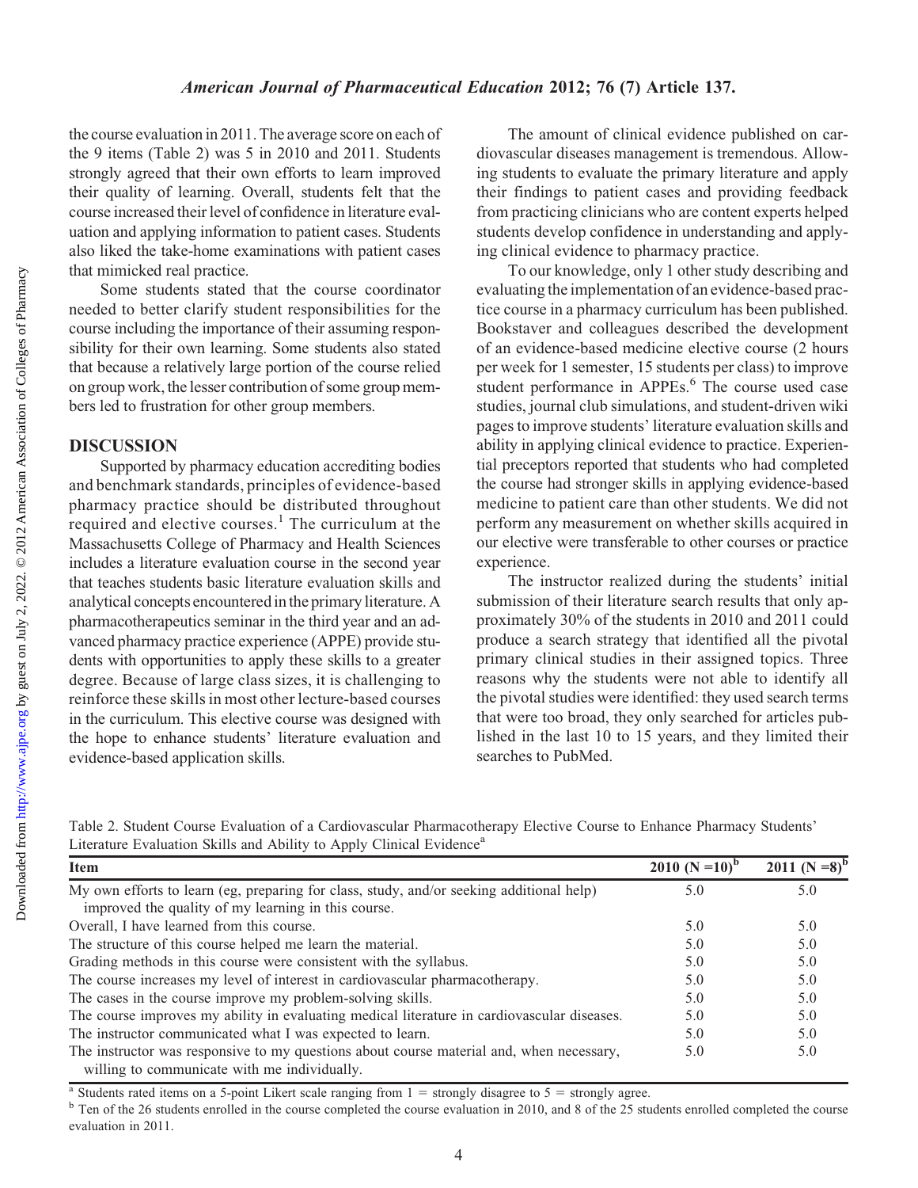the course evaluation in 2011. The average score on each of the 9 items (Table 2) was 5 in 2010 and 2011. Students strongly agreed that their own efforts to learn improved their quality of learning. Overall, students felt that the course increased their level of confidence in literature evaluation and applying information to patient cases. Students also liked the take-home examinations with patient cases that mimicked real practice.

Some students stated that the course coordinator needed to better clarify student responsibilities for the course including the importance of their assuming responsibility for their own learning. Some students also stated that because a relatively large portion of the course relied on group work, the lesser contribution of some group members led to frustration for other group members.

## DISCUSSION

Supported by pharmacy education accrediting bodies and benchmark standards, principles of evidence-based pharmacy practice should be distributed throughout required and elective courses.[1] The curriculum at the Massachusetts College of Pharmacy and Health Sciences includes a literature evaluation course in the second year that teaches students basic literature evaluation skills and analytical concepts encountered in the primary literature. A pharmacotherapeutics seminar in the third year and an advanced pharmacy practice experience (APPE) provide students with opportunities to apply these skills to a greater degree. Because of large class sizes, it is challenging to reinforce these skills in most other lecture-based courses in the curriculum. This elective course was designed with the hope to enhance students' literature evaluation and evidence-based application skills.

The amount of clinical evidence published on cardiovascular diseases management is tremendous. Allowing students to evaluate the primary literature and apply their findings to patient cases and providing feedback from practicing clinicians who are content experts helped students develop confidence in understanding and applying clinical evidence to pharmacy practice.

To our knowledge, only 1 other study describing and evaluating the implementation of an evidence-based practice course in a pharmacy curriculum has been published. Bookstaver and colleagues described the development of an evidence-based medicine elective course (2 hours per week for 1 semester, 15 students per class) to improve student performance in APPEs.[6] The course used case studies, journal club simulations, and student-driven wiki pages to improve students' literature evaluation skills and ability in applying clinical evidence to practice. Experiential preceptors reported that students who had completed the course had stronger skills in applying evidence-based medicine to patient care than other students. We did not perform any measurement on whether skills acquired in our elective were transferable to other courses or practice experience.

The instructor realized during the students' initial submission of their literature search results that only approximately 30% of the students in 2010 and 2011 could produce a search strategy that identified all the pivotal primary clinical studies in their assigned topics. Three reasons why the students were not able to identify all the pivotal studies were identified: they used search terms that were too broad, they only searched for articles published in the last 10 to 15 years, and they limited their searches to PubMed.

Table 2. Student Course Evaluation of a Cardiovascular Pharmacotherapy Elective Course to Enhance Pharmacy Students' Literature Evaluation Skills and Ability to Apply Clinical Evidence[a]

| Item | 2010 (N = 10)[b] | 2011 (N = 8)[b] |
| --- | --- | --- |
| My own efforts to learn (eg, preparing for class, study, and/or seeking additional help) improved the quality of my learning in this course. | 5.0 | 5.0 |
| Overall, I have learned from this course. | 5.0 | 5.0 |
| The structure of this course helped me learn the material. | 5.0 | 5.0 |
| Grading methods in this course were consistent with the syllabus. | 5.0 | 5.0 |
| The course increases my level of interest in cardiovascular pharmacotherapy. | 5.0 | 5.0 |
| The cases in the course improve my problem-solving skills. | 5.0 | 5.0 |
| The course improves my ability in evaluating medical literature in cardiovascular diseases. | 5.0 | 5.0 |
| The instructor communicated what I was expected to learn. | 5.0 | 5.0 |
| The instructor was responsive to my questions about course material and, when necessary, willing to communicate with me individually. | 5.0 | 5.0 |

[a] Students rated items on a 5-point Likert scale ranging from 1 = strongly disagree to 5 = strongly agree.

[b] Ten of the 26 students enrolled in the course completed the course evaluation in 2010, and 8 of the 25 students enrolled completed the course evaluation in 2011.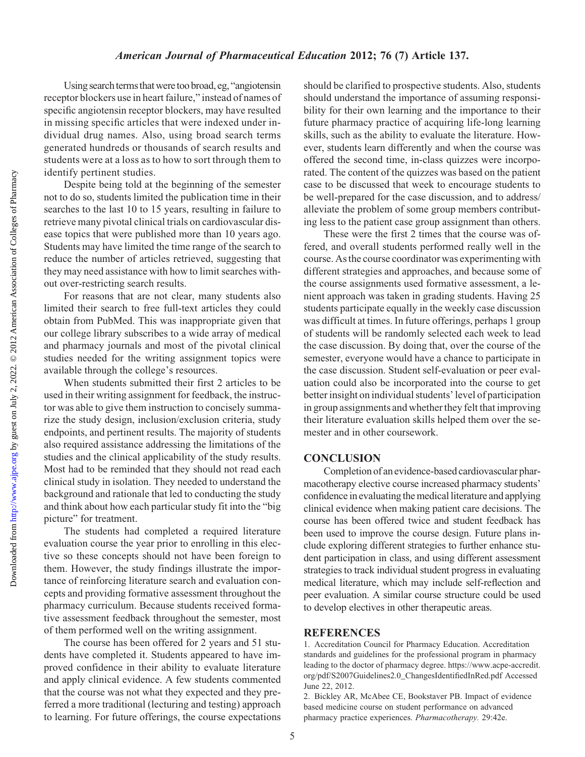Using search terms that were too broad, eg, "angiotensin receptor blockers use in heart failure," instead of names of specific angiotensin receptor blockers, may have resulted in missing specific articles that were indexed under individual drug names. Also, using broad search terms generated hundreds or thousands of search results and students were at a loss as to how to sort through them to identify pertinent studies.

Despite being told at the beginning of the semester not to do so, students limited the publication time in their searches to the last 10 to 15 years, resulting in failure to retrieve many pivotal clinical trials on cardiovascular disease topics that were published more than 10 years ago. Students may have limited the time range of the search to reduce the number of articles retrieved, suggesting that they may need assistance with how to limit searches without over-restricting search results.

For reasons that are not clear, many students also limited their search to free full-text articles they could obtain from PubMed. This was inappropriate given that our college library subscribes to a wide array of medical and pharmacy journals and most of the pivotal clinical studies needed for the writing assignment topics were available through the college's resources.

When students submitted their first 2 articles to be used in their writing assignment for feedback, the instructor was able to give them instruction to concisely summarize the study design, inclusion/exclusion criteria, study endpoints, and pertinent results. The majority of students also required assistance addressing the limitations of the studies and the clinical applicability of the study results. Most had to be reminded that they should not read each clinical study in isolation. They needed to understand the background and rationale that led to conducting the study and think about how each particular study fit into the "big picture" for treatment.

The students had completed a required literature evaluation course the year prior to enrolling in this elective so these concepts should not have been foreign to them. However, the study findings illustrate the importance of reinforcing literature search and evaluation concepts and providing formative assessment throughout the pharmacy curriculum. Because students received formative assessment feedback throughout the semester, most of them performed well on the writing assignment.

The course has been offered for 2 years and 51 students have completed it. Students appeared to have improved confidence in their ability to evaluate literature and apply clinical evidence. A few students commented that the course was not what they expected and they preferred a more traditional (lecturing and testing) approach to learning. For future offerings, the course expectations should be clarified to prospective students. Also, students should understand the importance of assuming responsibility for their own learning and the importance to their future pharmacy practice of acquiring life-long learning skills, such as the ability to evaluate the literature. However, students learn differently and when the course was offered the second time, in-class quizzes were incorporated. The content of the quizzes was based on the patient case to be discussed that week to encourage students to be well-prepared for the case discussion, and to address/alleviate the problem of some group members contributing less to the patient case group assignment than others.

These were the first 2 times that the course was offered, and overall students performed really well in the course. As the course coordinator was experimenting with different strategies and approaches, and because some of the course assignments used formative assessment, a lenient approach was taken in grading students. Having 25 students participate equally in the weekly case discussion was difficult at times. In future offerings, perhaps 1 group of students will be randomly selected each week to lead the case discussion. By doing that, over the course of the semester, everyone would have a chance to participate in the case discussion. Student self-evaluation or peer evaluation could also be incorporated into the course to get better insight on individual students' level of participation in group assignments and whether they felt that improving their literature evaluation skills helped them over the semester and in other coursework.

## CONCLUSION

Completion of an evidence-based cardiovascular pharmacotherapy elective course increased pharmacy students' confidence in evaluating the medical literature and applying clinical evidence when making patient care decisions. The course has been offered twice and student feedback has been used to improve the course design. Future plans include exploring different strategies to further enhance student participation in class, and using different assessment strategies to track individual student progress in evaluating medical literature, which may include self-reflection and peer evaluation. A similar course structure could be used to develop electives in other therapeutic areas.

## REFERENCES

1. Accreditation Council for Pharmacy Education. Accreditation standards and guidelines for the professional program in pharmacy leading to the doctor of pharmacy degree. https://www.acpe-accredit.org/pdf/S2007Guidelines2.0_ChangesIdentifiedInRed.pdf Accessed June 22, 2012.
2. Bickley AR, McAbee CE, Bookstaver PB. Impact of evidence based medicine course on student performance on advanced pharmacy practice experiences. *Pharmacotherapy.* 29:42e.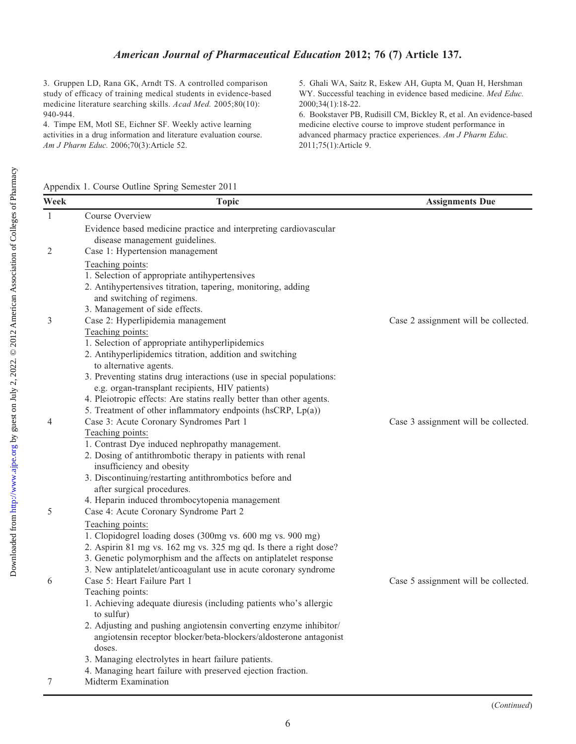3. Gruppen LD, Rana GK, Arndt TS. A controlled comparison study of efficacy of training medical students in evidence-based medicine literature searching skills. *Acad Med.* 2005;80(10): 940-944.

4. Timpe EM, Motl SE, Eichner SF. Weekly active learning activities in a drug information and literature evaluation course. *Am J Pharm Educ.* 2006;70(3):Article 52.

5. Ghali WA, Saitz R, Eskew AH, Gupta M, Quan H, Hershman WY. Successful teaching in evidence based medicine. *Med Educ.* 2000;34(1):18-22.

6. Bookstaver PB, Rudisill CM, Bickley R, et al. An evidence-based medicine elective course to improve student performance in advanced pharmacy practice experiences. *Am J Pharm Educ.* 2011;75(1):Article 9.

Appendix 1. Course Outline Spring Semester 2011

| Week | Topic | Assignments Due |
|---|---|---|
| 1 | Course Overview<br>Evidence based medicine practice and interpreting cardiovascular disease management guidelines. | |
| 2 | Case 1: Hypertension management<br>Teaching points:<br>1. Selection of appropriate antihypertensives<br>2. Antihypertensives titration, tapering, monitoring, adding and switching of regimens.<br>3. Management of side effects. | |
| 3 | Case 2: Hyperlipidemia management<br>Teaching points:<br>1. Selection of appropriate antihyperlipidemics<br>2. Antihyperlipidemics titration, addition and switching to alternative agents.<br>3. Preventing statins drug interactions (use in special populations: e.g. organ-transplant recipients, HIV patients)<br>4. Pleiotropic effects: Are statins really better than other agents.<br>5. Treatment of other inflammatory endpoints (hsCRP, Lp(a)) | Case 2 assignment will be collected. |
| 4 | Case 3: Acute Coronary Syndromes Part 1<br>Teaching points:<br>1. Contrast Dye induced nephropathy management.<br>2. Dosing of antithrombotic therapy in patients with renal insufficiency and obesity<br>3. Discontinuing/restarting antithrombotics before and after surgical procedures.<br>4. Heparin induced thrombocytopenia management | Case 3 assignment will be collected. |
| 5 | Case 4: Acute Coronary Syndrome Part 2<br>Teaching points:<br>1. Clopidogrel loading doses (300mg vs. 600 mg vs. 900 mg)<br>2. Aspirin 81 mg vs. 162 mg vs. 325 mg qd. Is there a right dose?<br>3. Genetic polymorphism and the affects on antiplatelet response<br>3. New antiplatelet/anticoagulant use in acute coronary syndrome | |
| 6 | Case 5: Heart Failure Part 1<br>Teaching points:<br>1. Achieving adequate diuresis (including patients who's allergic to sulfur)<br>2. Adjusting and pushing angiotensin converting enzyme inhibitor/ angiotensin receptor blocker/beta-blockers/aldosterone antagonist doses.<br>3. Managing electrolytes in heart failure patients.<br>4. Managing heart failure with preserved ejection fraction. | Case 5 assignment will be collected. |
| 7 | Midterm Examination | |

(*Continued*)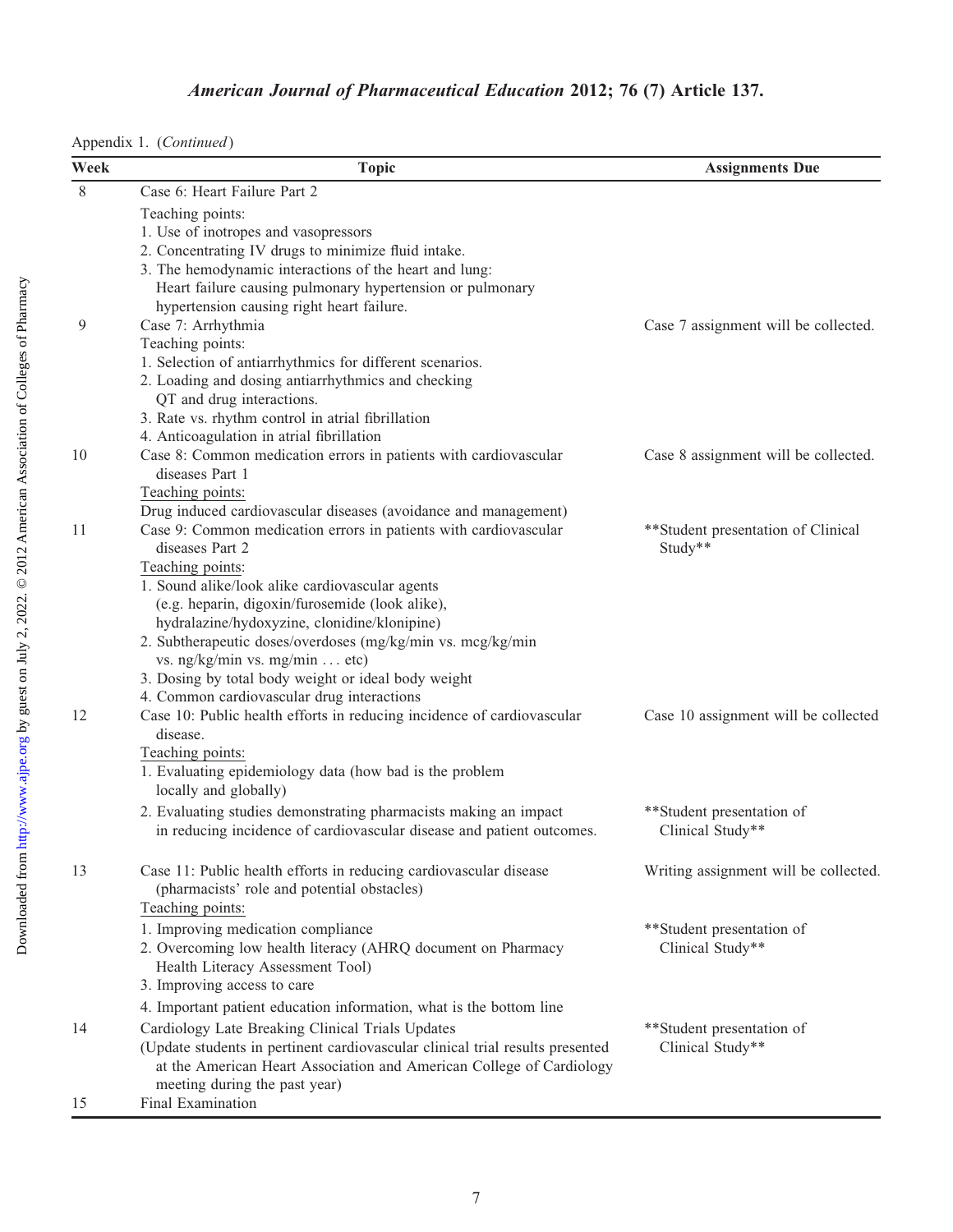Appendix 1. (*Continued*)

| Week | Topic | Assignments Due |
|---|---|---|
| 8 | Case 6: Heart Failure Part 2<br>Teaching points:<br>1. Use of inotropes and vasopressors<br>2. Concentrating IV drugs to minimize fluid intake.<br>3. The hemodynamic interactions of the heart and lung: Heart failure causing pulmonary hypertension or pulmonary hypertension causing right heart failure. | |
| 9 | Case 7: Arrhythmia<br>Teaching points:<br>1. Selection of antiarrhythmics for different scenarios.<br>2. Loading and dosing antiarrhythmics and checking QT and drug interactions.<br>3. Rate vs. rhythm control in atrial fibrillation<br>4. Anticoagulation in atrial fibrillation | Case 7 assignment will be collected. |
| 10 | Case 8: Common medication errors in patients with cardiovascular diseases Part 1<br>Teaching points:<br>Drug induced cardiovascular diseases (avoidance and management) | Case 8 assignment will be collected. |
| 11 | Case 9: Common medication errors in patients with cardiovascular diseases Part 2<br>Teaching points:<br>1. Sound alike/look alike cardiovascular agents (e.g. heparin, digoxin/furosemide (look alike), hydralazine/hydoxyzine, clonidine/klonipine)<br>2. Subtherapeutic doses/overdoses (mg/kg/min vs. mcg/kg/min vs. ng/kg/min vs. mg/min ... etc)<br>3. Dosing by total body weight or ideal body weight<br>4. Common cardiovascular drug interactions | **Student presentation of Clinical Study** |
| 12 | Case 10: Public health efforts in reducing incidence of cardiovascular disease.<br>Teaching points:<br>1. Evaluating epidemiology data (how bad is the problem locally and globally)<br>2. Evaluating studies demonstrating pharmacists making an impact in reducing incidence of cardiovascular disease and patient outcomes. | Case 10 assignment will be collected<br><br>**Student presentation of Clinical Study** |
| 13 | Case 11: Public health efforts in reducing cardiovascular disease (pharmacists' role and potential obstacles)<br>Teaching points:<br>1. Improving medication compliance<br>2. Overcoming low health literacy (AHRQ document on Pharmacy Health Literacy Assessment Tool)<br>3. Improving access to care<br>4. Important patient education information, what is the bottom line | Writing assignment will be collected.<br><br>**Student presentation of Clinical Study** |
| 14 | Cardiology Late Breaking Clinical Trials Updates<br>(Update students in pertinent cardiovascular clinical trial results presented at the American Heart Association and American College of Cardiology meeting during the past year) | **Student presentation of Clinical Study** |
| 15 | Final Examination | |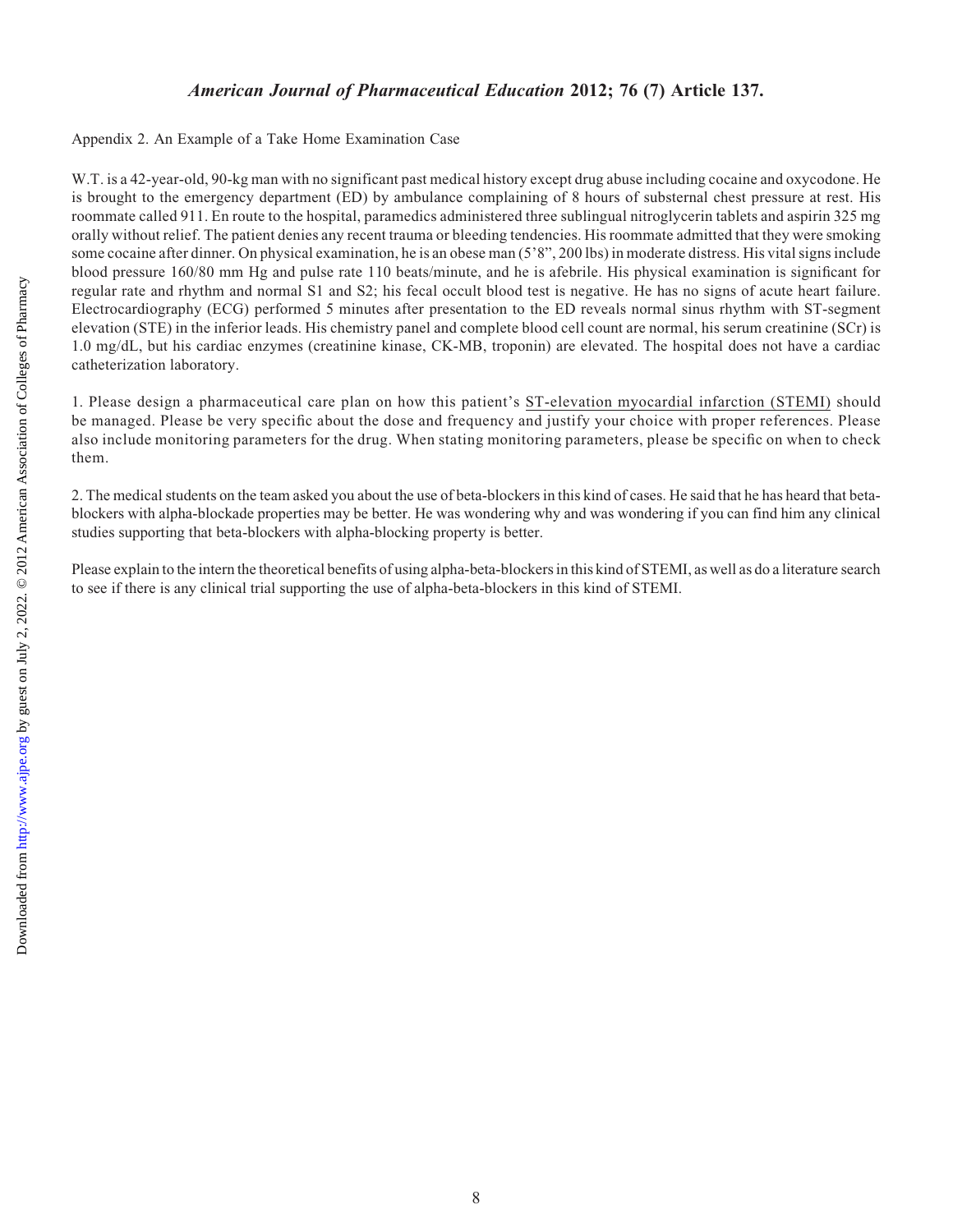Appendix 2. An Example of a Take Home Examination Case

W.T. is a 42-year-old, 90-kg man with no significant past medical history except drug abuse including cocaine and oxycodone. He is brought to the emergency department (ED) by ambulance complaining of 8 hours of substernal chest pressure at rest. His roommate called 911. En route to the hospital, paramedics administered three sublingual nitroglycerin tablets and aspirin 325 mg orally without relief. The patient denies any recent trauma or bleeding tendencies. His roommate admitted that they were smoking some cocaine after dinner. On physical examination, he is an obese man (5'8", 200 lbs) in moderate distress. His vital signs include blood pressure 160/80 mm Hg and pulse rate 110 beats/minute, and he is afebrile. His physical examination is significant for regular rate and rhythm and normal S1 and S2; his fecal occult blood test is negative. He has no signs of acute heart failure. Electrocardiography (ECG) performed 5 minutes after presentation to the ED reveals normal sinus rhythm with ST-segment elevation (STE) in the inferior leads. His chemistry panel and complete blood cell count are normal, his serum creatinine (SCr) is 1.0 mg/dL, but his cardiac enzymes (creatinine kinase, CK-MB, troponin) are elevated. The hospital does not have a cardiac catheterization laboratory.

1. Please design a pharmaceutical care plan on how this patient's ST-elevation myocardial infarction (STEMI) should be managed. Please be very specific about the dose and frequency and justify your choice with proper references. Please also include monitoring parameters for the drug. When stating monitoring parameters, please be specific on when to check them.

2. The medical students on the team asked you about the use of beta-blockers in this kind of cases. He said that he has heard that beta-blockers with alpha-blockade properties may be better. He was wondering why and was wondering if you can find him any clinical studies supporting that beta-blockers with alpha-blocking property is better.

Please explain to the intern the theoretical benefits of using alpha-beta-blockers in this kind of STEMI, as well as do a literature search to see if there is any clinical trial supporting the use of alpha-beta-blockers in this kind of STEMI.